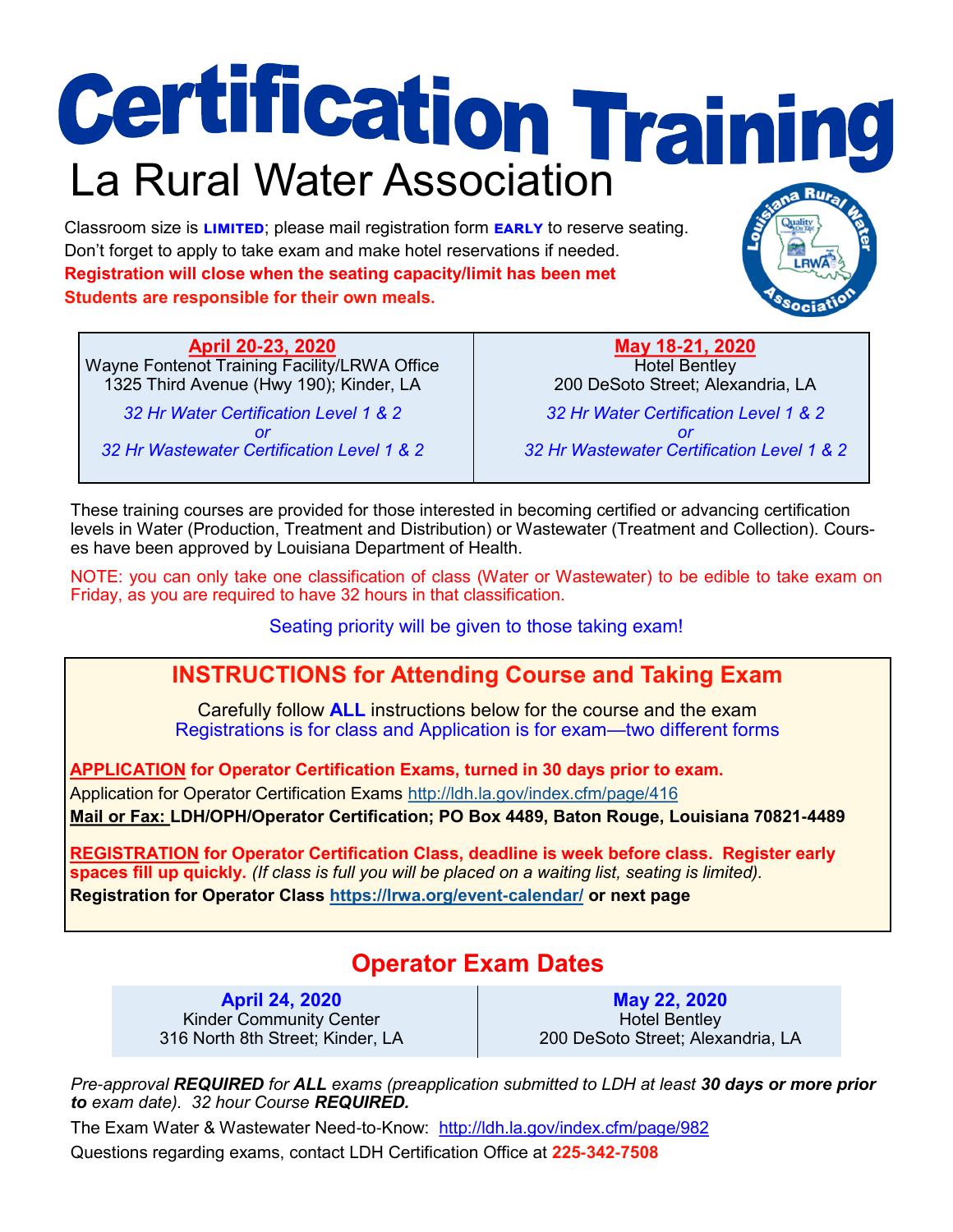# Certification Training

## La Rural Water Association

Classroom size is **LIMITED**; please mail registration form **EARLY** to reserve seating.
Don't forget to apply to take exam and make hotel reservations if needed.
**Registration will close when the seating capacity/limit has been met**
**Students are responsible for their own meals.**

| April 20-23, 2020 | May 18-21, 2020 |
| --- | --- |
| Wayne Fontenot Training Facility/LRWA Office<br>1325 Third Avenue (Hwy 190); Kinder, LA | Hotel Bentley<br>200 DeSoto Street; Alexandria, LA |
| *32 Hr Water Certification Level 1 & 2*<br>*or*<br>*32 Hr Wastewater Certification Level 1 & 2* | *32 Hr Water Certification Level 1 & 2*<br>*or*<br>*32 Hr Wastewater Certification Level 1 & 2* |

These training courses are provided for those interested in becoming certified or advancing certification levels in Water (Production, Treatment and Distribution) or Wastewater (Treatment and Collection). Courses have been approved by Louisiana Department of Health.

NOTE: you can only take one classification of class (Water or Wastewater) to be edible to take exam on Friday, as you are required to have 32 hours in that classification.

Seating priority will be given to those taking exam!

## INSTRUCTIONS for Attending Course and Taking Exam

Carefully follow **ALL** instructions below for the course and the exam
Registrations is for class and Application is for exam—two different forms

**APPLICATION for Operator Certification Exams, turned in 30 days prior to exam.**
Application for Operator Certification Exams http://ldh.la.gov/index.cfm/page/416
**Mail or Fax: LDH/OPH/Operator Certification; PO Box 4489, Baton Rouge, Louisiana 70821-4489**

**REGISTRATION for Operator Certification Class, deadline is week before class. Register early spaces fill up quickly.** *(If class is full you will be placed on a waiting list, seating is limited).*
**Registration for Operator Class https://lrwa.org/event-calendar/ or next page**

## Operator Exam Dates

| April 24, 2020 | May 22, 2020 |
| --- | --- |
| Kinder Community Center<br>316 North 8th Street; Kinder, LA | Hotel Bentley<br>200 DeSoto Street; Alexandria, LA |

*Pre-approval **REQUIRED** for **ALL** exams (preapplication submitted to LDH at least **30 days or more prior to** exam date). 32 hour Course **REQUIRED.***

The Exam Water & Wastewater Need-to-Know: http://ldh.la.gov/index.cfm/page/982

Questions regarding exams, contact LDH Certification Office at **225-342-7508**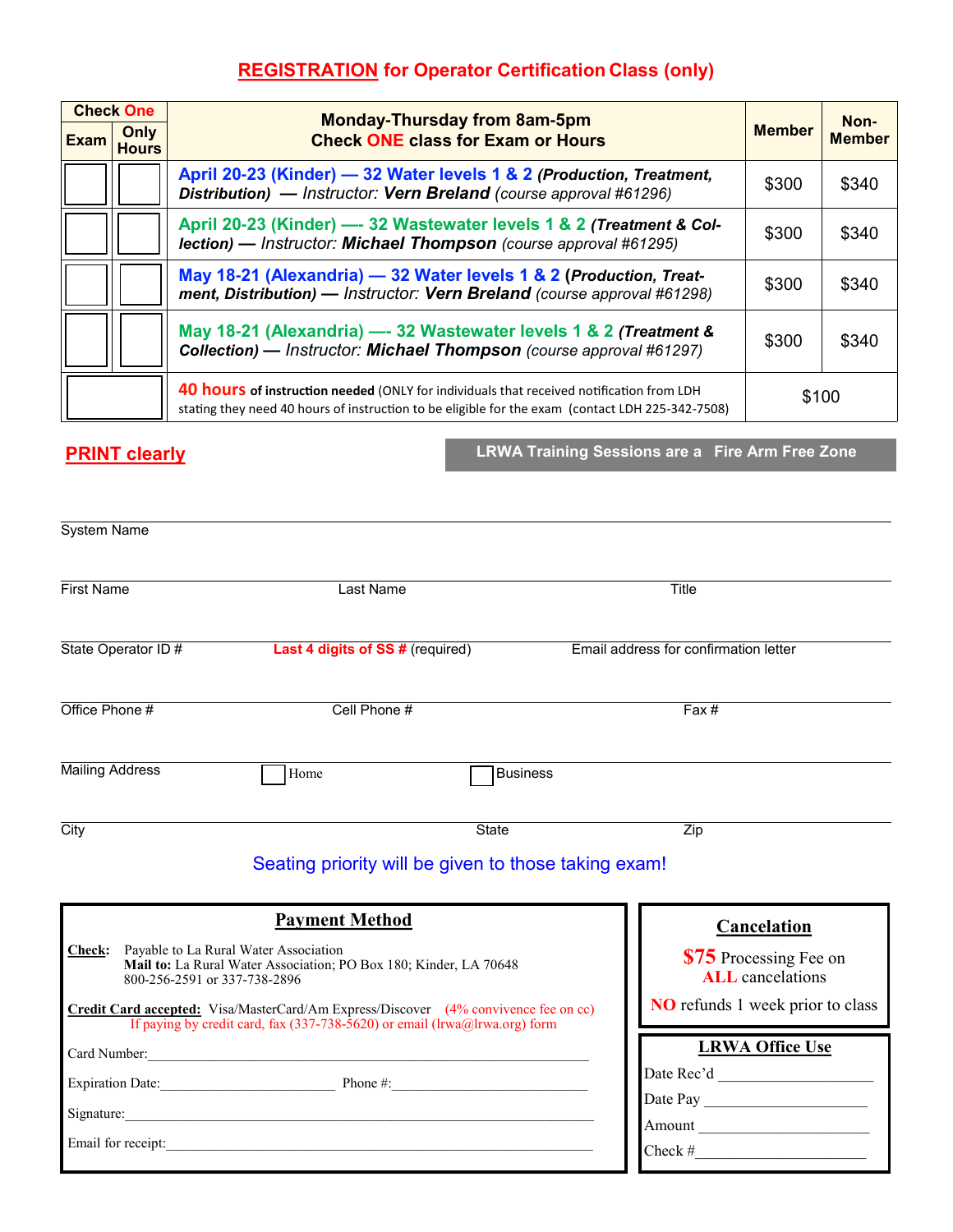# REGISTRATION for Operator Certification Class (only)

| Check One | | Monday-Thursday from 8am-5pm Check ONE class for Exam or Hours | Member | Non-Member |
|---|---|---|---|---|
| Exam | Only Hours | | | |
| ☐ | ☐ | April 20-23 (Kinder) — 32 Water levels 1 & 2 *(Production, Treatment, Distribution)* — *Instructor:* ***Vern Breland*** *(course approval #61296)* | $300 | $340 |
| ☐ | ☐ | April 20-23 (Kinder) —- 32 Wastewater levels 1 & 2 *(Treatment & Collection)* — *Instructor:* ***Michael Thompson*** *(course approval #61295)* | $300 | $340 |
| ☐ | ☐ | May 18-21 (Alexandria) — 32 Water levels 1 & 2 *(Production, Treatment, Distribution)* — *Instructor:* ***Vern Breland*** *(course approval #61298)* | $300 | $340 |
| ☐ | ☐ | May 18-21 (Alexandria) —- 32 Wastewater levels 1 & 2 *(Treatment & Collection)* — *Instructor:* ***Michael Thompson*** *(course approval #61297)* | $300 | $340 |
| ☐ | | **40 hours of instruction needed** (ONLY for individuals that received notification from LDH stating they need 40 hours of instruction to be eligible for the exam (contact LDH 225-342-7508) | $100 | |

**PRINT clearly**

**LRWA Training Sessions are a Fire Arm Free Zone**

System Name ______________________________

First Name ______________ Last Name ______________ Title ______________

State Operator ID # ______________ **Last 4 digits of SS #** (required) ______________ Email address for confirmation letter ______________

Office Phone # ______________ Cell Phone # ______________ Fax # ______________

Mailing Address ______________ ☐ Home ☐ Business

City ______________ State ______________ Zip ______________

Seating priority will be given to those taking exam!

## Payment Method

**Check:** Payable to La Rural Water Association
**Mail to:** La Rural Water Association; PO Box 180; Kinder, LA 70648
800-256-2591 or 337-738-2896

**Credit Card accepted:** Visa/MasterCard/Am Express/Discover (4% convivence fee on cc)
If paying by credit card, fax (337-738-5620) or email (lrwa@lrwa.org) form

Card Number: ______________________________

Expiration Date: ______________ Phone #: ______________

Signature: ______________________________

Email for receipt: ______________________________

## Cancelation

**$75** Processing Fee on **ALL** cancelations

**NO** refunds 1 week prior to class

## LRWA Office Use

Date Rec'd ______________

Date Pay ______________

Amount ______________

Check # ______________